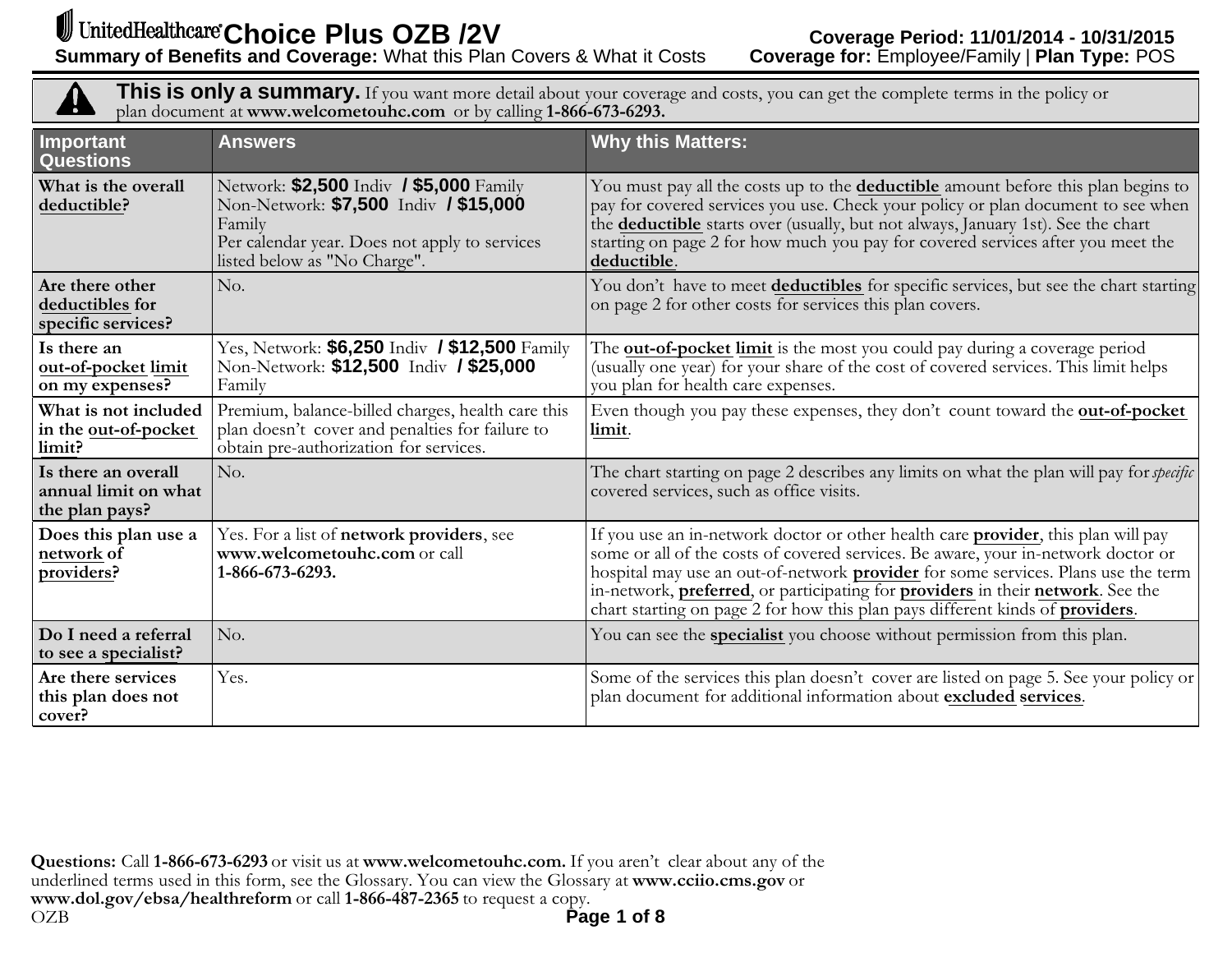# UnitedHealthcare Choice Plus OZB /2V

**Coverage Period: 11/01/2014 - 10/31/2015**

**Summary of Benefits and Coverage:** What this Plan Covers & What it Costs

**Coverage for:** Employee/Family | **Plan Type:** POS

**This is only a summary.** If you want more detail about your coverage and costs, you can get the complete terms in the policy or plan document at **www.welcometouhc.com** or by calling **1-866-673-6293.**

| Important Questions | Answers | Why this Matters: |
|---|---|---|
| **What is the overall deductible?** | Network: **$2,500** Indiv **/ $5,000** Family<br>Non-Network: **$7,500** Indiv **/ $15,000** Family<br>Per calendar year. Does not apply to services listed below as "No Charge". | You must pay all the costs up to the **deductible** amount before this plan begins to pay for covered services you use. Check your policy or plan document to see when the **deductible** starts over (usually, but not always, January 1st). See the chart starting on page 2 for how much you pay for covered services after you meet the **deductible**. |
| **Are there other deductibles for specific services?** | No. | You don't have to meet **deductibles** for specific services, but see the chart starting on page 2 for other costs for services this plan covers. |
| **Is there an out-of-pocket limit on my expenses?** | Yes, Network: **$6,250** Indiv **/ $12,500** Family<br>Non-Network: **$12,500** Indiv **/ $25,000** Family | The **out-of-pocket limit** is the most you could pay during a coverage period (usually one year) for your share of the cost of covered services. This limit helps you plan for health care expenses. |
| **What is not included in the out-of-pocket limit?** | Premium, balance-billed charges, health care this plan doesn't cover and penalties for failure to obtain pre-authorization for services. | Even though you pay these expenses, they don't count toward the **out-of-pocket limit**. |
| **Is there an overall annual limit on what the plan pays?** | No. | The chart starting on page 2 describes any limits on what the plan will pay for *specific* covered services, such as office visits. |
| **Does this plan use a network of providers?** | Yes. For a list of **network providers**, see **www.welcometouhc.com** or call **1-866-673-6293.** | If you use an in-network doctor or other health care **provider**, this plan will pay some or all of the costs of covered services. Be aware, your in-network doctor or hospital may use an out-of-network **provider** for some services. Plans use the term in-network, **preferred**, or participating for **providers** in their **network**. See the chart starting on page 2 for how this plan pays different kinds of **providers**. |
| **Do I need a referral to see a specialist?** | No. | You can see the **specialist** you choose without permission from this plan. |
| **Are there services this plan does not cover?** | Yes. | Some of the services this plan doesn't cover are listed on page 5. See your policy or plan document for additional information about **excluded services**. |

**Questions:** Call **1-866-673-6293** or visit us at **www.welcometouhc.com.** If you aren't clear about any of the underlined terms used in this form, see the Glossary. You can view the Glossary at **www.cciio.cms.gov** or **www.dol.gov/ebsa/healthreform** or call **1-866-487-2365** to request a copy.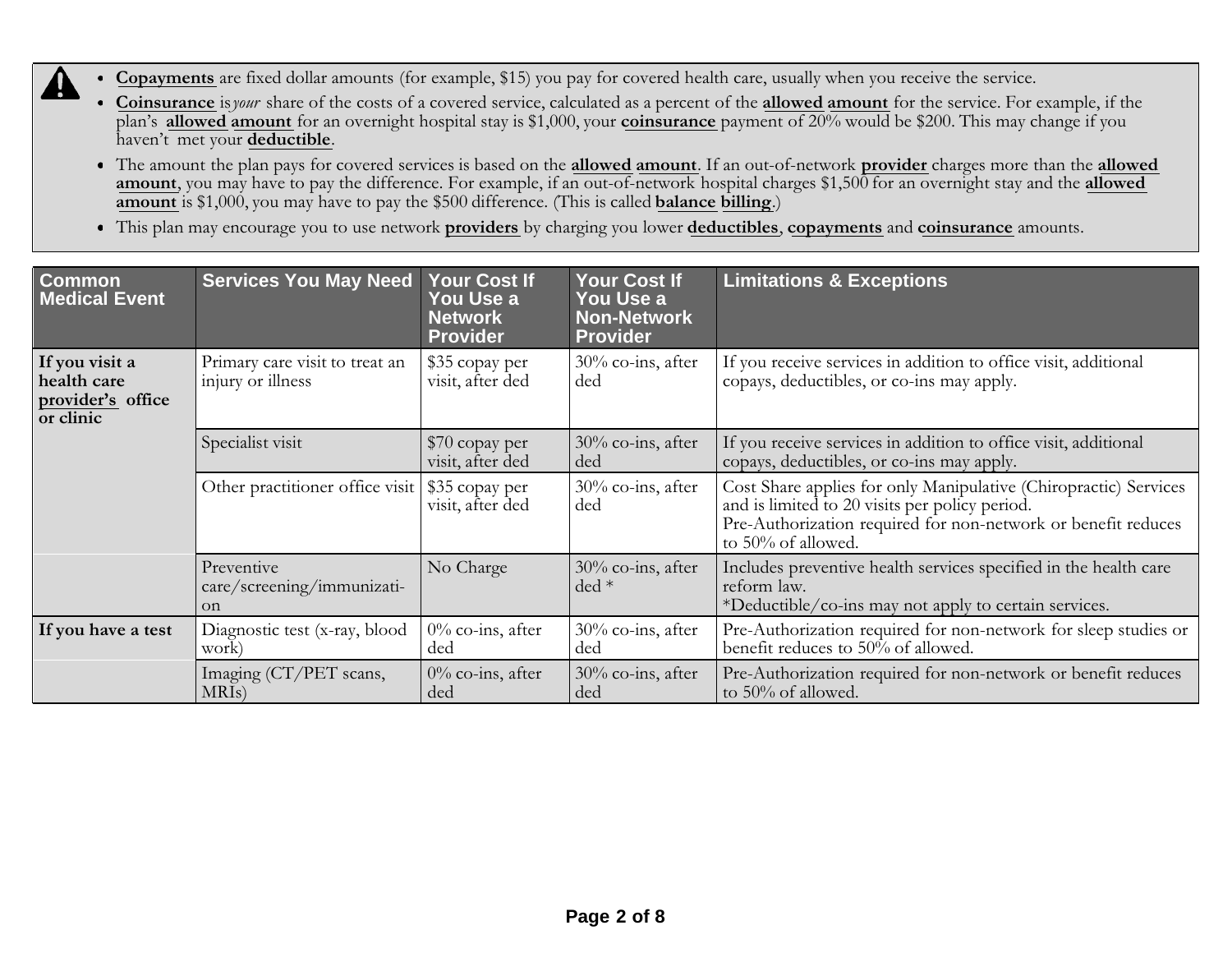- **Copayments** are fixed dollar amounts (for example, $15) you pay for covered health care, usually when you receive the service.
- **Coinsurance** is *your* share of the costs of a covered service, calculated as a percent of the **allowed amount** for the service. For example, if the plan's **allowed amount** for an overnight hospital stay is $1,000, your **coinsurance** payment of 20% would be $200. This may change if you haven't met your **deductible**.
- The amount the plan pays for covered services is based on the **allowed amount**. If an out-of-network **provider** charges more than the **allowed amount**, you may have to pay the difference. For example, if an out-of-network hospital charges $1,500 for an overnight stay and the **allowed amount** is $1,000, you may have to pay the $500 difference. (This is called **balance billing**.)
- This plan may encourage you to use network **providers** by charging you lower **deductibles**, **copayments** and **coinsurance** amounts.

| Common Medical Event | Services You May Need | Your Cost If You Use a Network Provider | Your Cost If You Use a Non-Network Provider | Limitations & Exceptions |
|---|---|---|---|---|
| **If you visit a health care provider's office or clinic** | Primary care visit to treat an injury or illness | $35 copay per visit, after ded | 30% co-ins, after ded | If you receive services in addition to office visit, additional copays, deductibles, or co-ins may apply. |
| | Specialist visit | $70 copay per visit, after ded | 30% co-ins, after ded | If you receive services in addition to office visit, additional copays, deductibles, or co-ins may apply. |
| | Other practitioner office visit | $35 copay per visit, after ded | 30% co-ins, after ded | Cost Share applies for only Manipulative (Chiropractic) Services and is limited to 20 visits per policy period. Pre-Authorization required for non-network or benefit reduces to 50% of allowed. |
| | Preventive care/screening/immunization | No Charge | 30% co-ins, after ded * | Includes preventive health services specified in the health care reform law. *Deductible/co-ins may not apply to certain services. |
| **If you have a test** | Diagnostic test (x-ray, blood work) | 0% co-ins, after ded | 30% co-ins, after ded | Pre-Authorization required for non-network for sleep studies or benefit reduces to 50% of allowed. |
| | Imaging (CT/PET scans, MRIs) | 0% co-ins, after ded | 30% co-ins, after ded | Pre-Authorization required for non-network or benefit reduces to 50% of allowed. |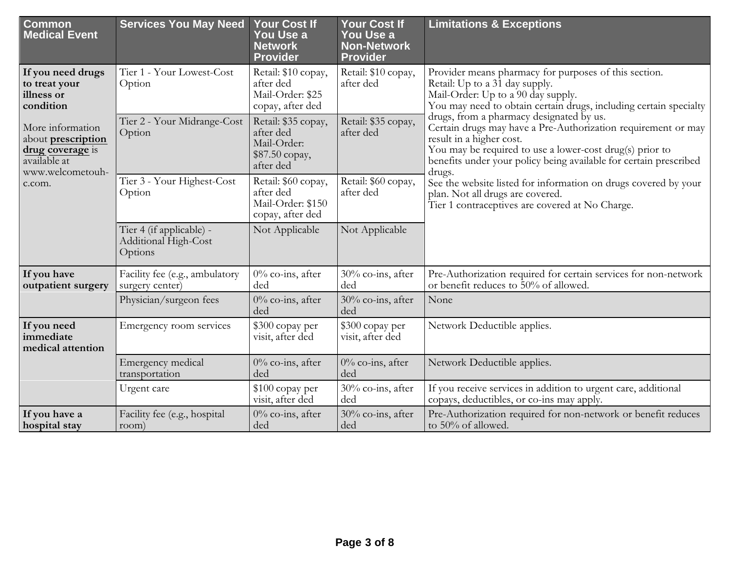| Common Medical Event | Services You May Need | Your Cost If You Use a Network Provider | Your Cost If You Use a Non-Network Provider | Limitations & Exceptions |
|---|---|---|---|---|
| **If you need drugs to treat your illness or condition**<br><br>More information about **prescription drug coverage** is available at www.welcometouh-c.com. | Tier 1 - Your Lowest-Cost Option | Retail: $10 copay, after ded<br>Mail-Order: $25 copay, after ded | Retail: $10 copay, after ded | Provider means pharmacy for purposes of this section.<br>Retail: Up to a 31 day supply.<br>Mail-Order: Up to a 90 day supply.<br>You may need to obtain certain drugs, including certain specialty drugs, from a pharmacy designated by us.<br>Certain drugs may have a Pre-Authorization requirement or may result in a higher cost.<br>You may be required to use a lower-cost drug(s) prior to benefits under your policy being available for certain prescribed drugs.<br>See the website listed for information on drugs covered by your plan. Not all drugs are covered.<br>Tier 1 contraceptives are covered at No Charge. |
| | Tier 2 - Your Midrange-Cost Option | Retail: $35 copay, after ded<br>Mail-Order: $87.50 copay, after ded | Retail: $35 copay, after ded | |
| | Tier 3 - Your Highest-Cost Option | Retail: $60 copay, after ded<br>Mail-Order: $150 copay, after ded | Retail: $60 copay, after ded | |
| | Tier 4 (if applicable) - Additional High-Cost Options | Not Applicable | Not Applicable | |
| **If you have outpatient surgery** | Facility fee (e.g., ambulatory surgery center) | 0% co-ins, after ded | 30% co-ins, after ded | Pre-Authorization required for certain services for non-network or benefit reduces to 50% of allowed. |
| | Physician/surgeon fees | 0% co-ins, after ded | 30% co-ins, after ded | None |
| **If you need immediate medical attention** | Emergency room services | $300 copay per visit, after ded | $300 copay per visit, after ded | Network Deductible applies. |
| | Emergency medical transportation | 0% co-ins, after ded | 0% co-ins, after ded | Network Deductible applies. |
| | Urgent care | $100 copay per visit, after ded | 30% co-ins, after ded | If you receive services in addition to urgent care, additional copays, deductibles, or co-ins may apply. |
| **If you have a hospital stay** | Facility fee (e.g., hospital room) | 0% co-ins, after ded | 30% co-ins, after ded | Pre-Authorization required for non-network or benefit reduces to 50% of allowed. |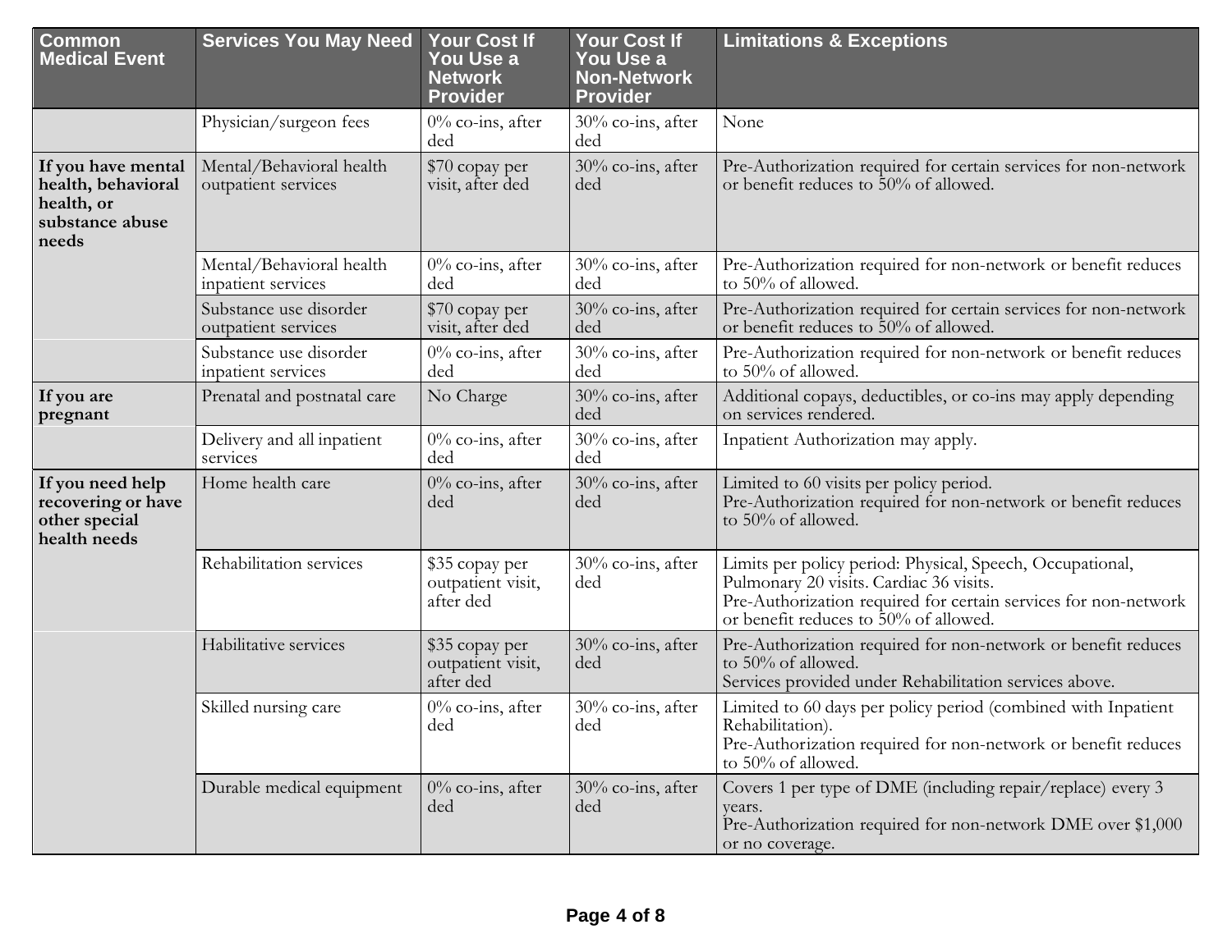| Common Medical Event | Services You May Need | Your Cost If You Use a Network Provider | Your Cost If You Use a Non-Network Provider | Limitations & Exceptions |
|---|---|---|---|---|
| | Physician/surgeon fees | 0% co-ins, after ded | 30% co-ins, after ded | None |
| **If you have mental health, behavioral health, or substance abuse needs** | Mental/Behavioral health outpatient services | $70 copay per visit, after ded | 30% co-ins, after ded | Pre-Authorization required for certain services for non-network or benefit reduces to 50% of allowed. |
| | Mental/Behavioral health inpatient services | 0% co-ins, after ded | 30% co-ins, after ded | Pre-Authorization required for non-network or benefit reduces to 50% of allowed. |
| | Substance use disorder outpatient services | $70 copay per visit, after ded | 30% co-ins, after ded | Pre-Authorization required for certain services for non-network or benefit reduces to 50% of allowed. |
| | Substance use disorder inpatient services | 0% co-ins, after ded | 30% co-ins, after ded | Pre-Authorization required for non-network or benefit reduces to 50% of allowed. |
| **If you are pregnant** | Prenatal and postnatal care | No Charge | 30% co-ins, after ded | Additional copays, deductibles, or co-ins may apply depending on services rendered. |
| | Delivery and all inpatient services | 0% co-ins, after ded | 30% co-ins, after ded | Inpatient Authorization may apply. |
| **If you need help recovering or have other special health needs** | Home health care | 0% co-ins, after ded | 30% co-ins, after ded | Limited to 60 visits per policy period.<br>Pre-Authorization required for non-network or benefit reduces to 50% of allowed. |
| | Rehabilitation services | $35 copay per outpatient visit, after ded | 30% co-ins, after ded | Limits per policy period: Physical, Speech, Occupational, Pulmonary 20 visits. Cardiac 36 visits.<br>Pre-Authorization required for certain services for non-network or benefit reduces to 50% of allowed. |
| | Habilitative services | $35 copay per outpatient visit, after ded | 30% co-ins, after ded | Pre-Authorization required for non-network or benefit reduces to 50% of allowed.<br>Services provided under Rehabilitation services above. |
| | Skilled nursing care | 0% co-ins, after ded | 30% co-ins, after ded | Limited to 60 days per policy period (combined with Inpatient Rehabilitation).<br>Pre-Authorization required for non-network or benefit reduces to 50% of allowed. |
| | Durable medical equipment | 0% co-ins, after ded | 30% co-ins, after ded | Covers 1 per type of DME (including repair/replace) every 3 years.<br>Pre-Authorization required for non-network DME over $1,000 or no coverage. |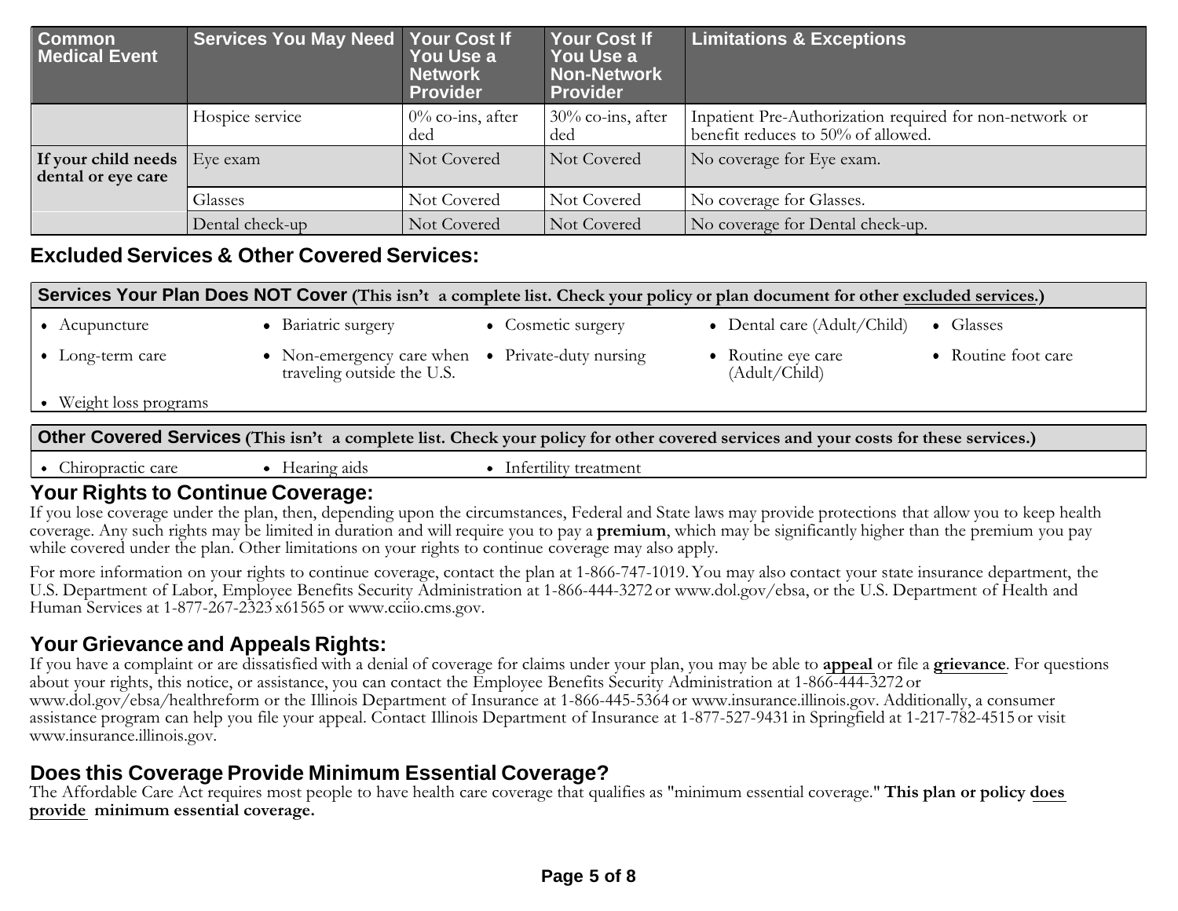| Common Medical Event | Services You May Need | Your Cost If You Use a Network Provider | Your Cost If You Use a Non-Network Provider | Limitations & Exceptions |
|---|---|---|---|---|
| | Hospice service | 0% co-ins, after ded | 30% co-ins, after ded | Inpatient Pre-Authorization required for non-network or benefit reduces to 50% of allowed. |
| **If your child needs dental or eye care** | Eye exam | Not Covered | Not Covered | No coverage for Eye exam. |
| | Glasses | Not Covered | Not Covered | No coverage for Glasses. |
| | Dental check-up | Not Covered | Not Covered | No coverage for Dental check-up. |

## Excluded Services & Other Covered Services:

**Services Your Plan Does NOT Cover (This isn't a complete list. Check your policy or plan document for other excluded services.)**

- Acupuncture
- Bariatric surgery
- Cosmetic surgery
- Dental care (Adult/Child)
- Glasses
- Long-term care
- Non-emergency care when traveling outside the U.S.
- Private-duty nursing
- Routine eye care (Adult/Child)
- Routine foot care
- Weight loss programs

**Other Covered Services (This isn't a complete list. Check your policy for other covered services and your costs for these services.)**

- Chiropractic care
- Hearing aids
- Infertility treatment

## Your Rights to Continue Coverage:

If you lose coverage under the plan, then, depending upon the circumstances, Federal and State laws may provide protections that allow you to keep health coverage. Any such rights may be limited in duration and will require you to pay a **premium**, which may be significantly higher than the premium you pay while covered under the plan. Other limitations on your rights to continue coverage may also apply.

For more information on your rights to continue coverage, contact the plan at 1-866-747-1019. You may also contact your state insurance department, the U.S. Department of Labor, Employee Benefits Security Administration at 1-866-444-3272 or www.dol.gov/ebsa, or the U.S. Department of Health and Human Services at 1-877-267-2323 x61565 or www.cciio.cms.gov.

## Your Grievance and Appeals Rights:

If you have a complaint or are dissatisfied with a denial of coverage for claims under your plan, you may be able to **appeal** or file a **grievance**. For questions about your rights, this notice, or assistance, you can contact the Employee Benefits Security Administration at 1-866-444-3272 or www.dol.gov/ebsa/healthreform or the Illinois Department of Insurance at 1-866-445-5364 or www.insurance.illinois.gov. Additionally, a consumer assistance program can help you file your appeal. Contact Illinois Department of Insurance at 1-877-527-9431 in Springfield at 1-217-782-4515 or visit www.insurance.illinois.gov.

## Does this Coverage Provide Minimum Essential Coverage?

The Affordable Care Act requires most people to have health care coverage that qualifies as "minimum essential coverage." **This plan or policy does provide minimum essential coverage.**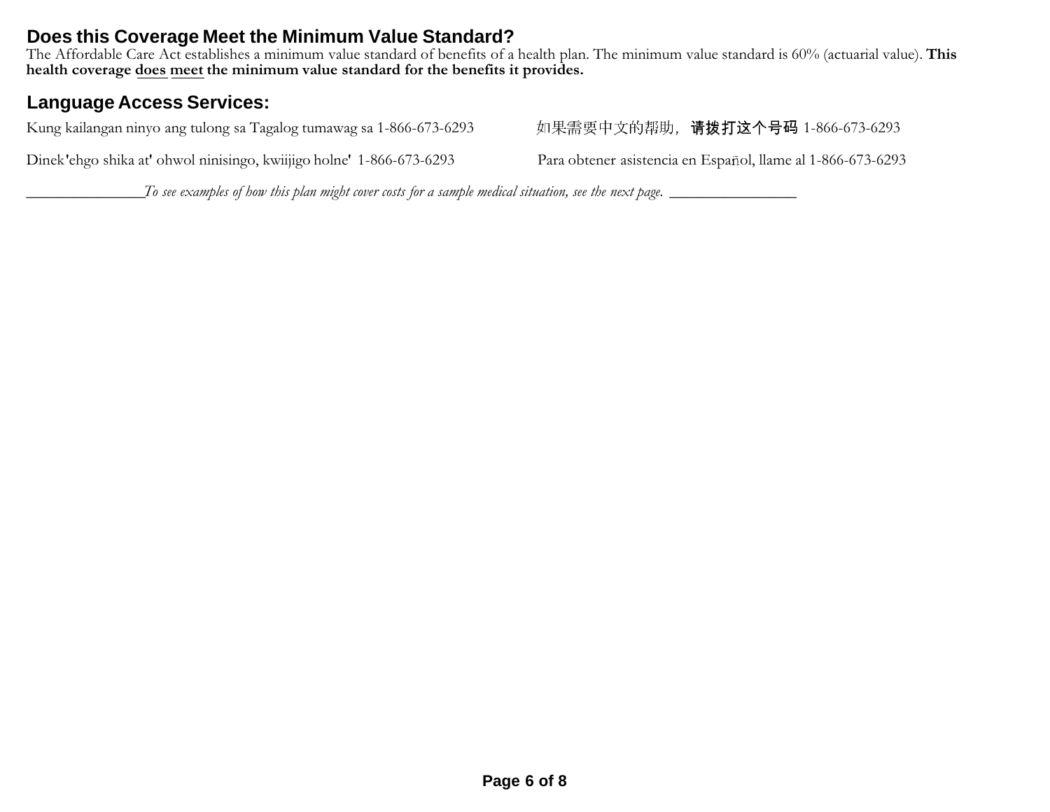## Does this Coverage Meet the Minimum Value Standard?

The Affordable Care Act establishes a minimum value standard of benefits of a health plan. The minimum value standard is 60% (actuarial value). **This health coverage does meet the minimum value standard for the benefits it provides.**

## Language Access Services:

Kung kailangan ninyo ang tulong sa Tagalog tumawag sa 1-866-673-6293

如果需要中文的帮助，**请拨打这个号码** 1-866-673-6293

Dinek'ehgo shika at' ohwol ninisingo, kwiijigo holne' 1-866-673-6293

Para obtener asistencia en Español, llame al 1-866-673-6293

_______________*To see examples of how this plan might cover costs for a sample medical situation, see the next page.* _______________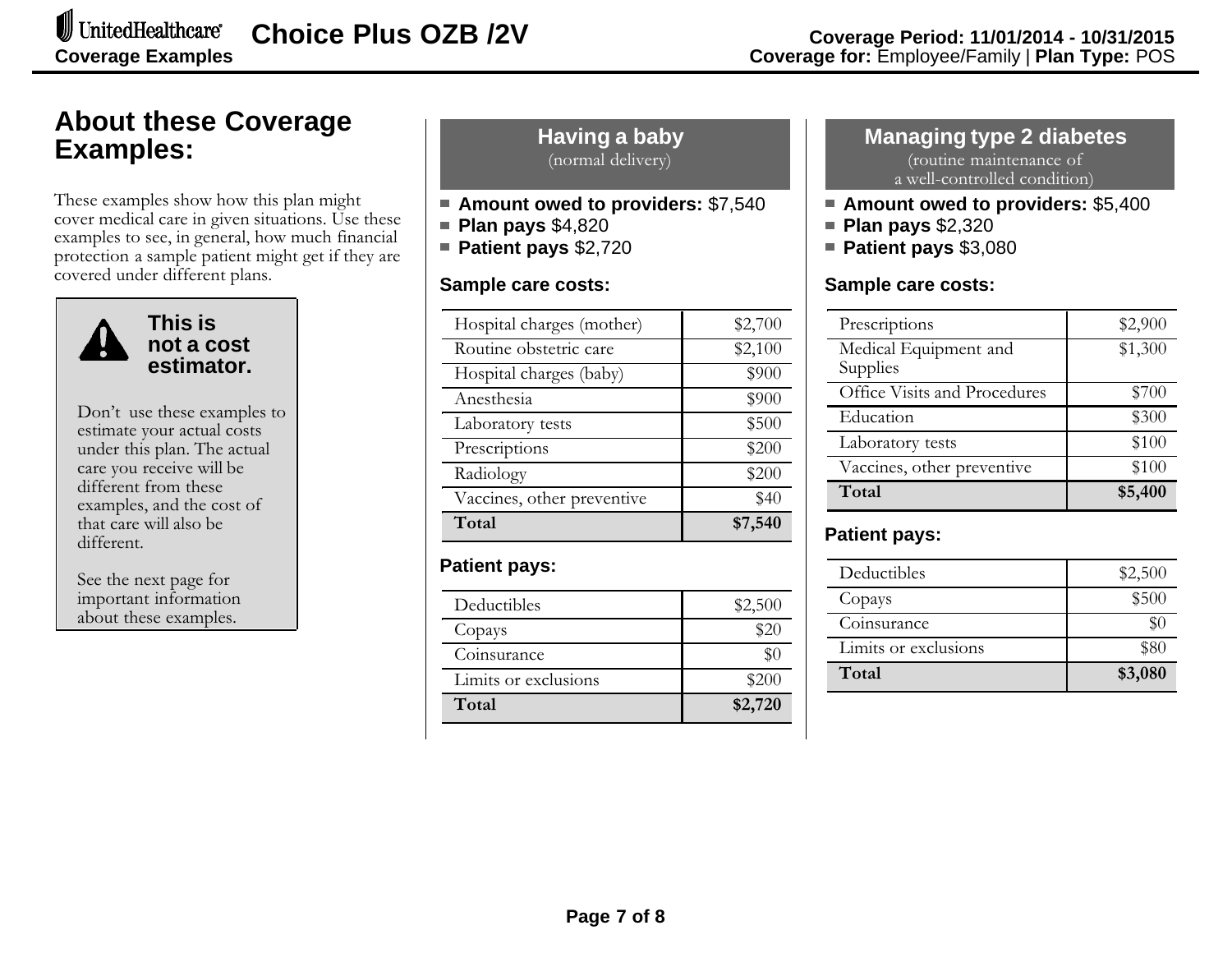# About these Coverage Examples:

These examples show how this plan might cover medical care in given situations. Use these examples to see, in general, how much financial protection a sample patient might get if they are covered under different plans.

> **This is not a cost estimator.**
>
> Don't use these examples to estimate your actual costs under this plan. The actual care you receive will be different from these examples, and the cost of that care will also be different.
>
> See the next page for important information about these examples.

## Having a baby
(normal delivery)

- **Amount owed to providers:** $7,540
- **Plan pays** $4,820
- **Patient pays** $2,720

### Sample care costs:

| Service | Cost |
|---|---|
| Hospital charges (mother) | $2,700 |
| Routine obstetric care | $2,100 |
| Hospital charges (baby) | $900 |
| Anesthesia | $900 |
| Laboratory tests | $500 |
| Prescriptions | $200 |
| Radiology | $200 |
| Vaccines, other preventive | $40 |
| **Total** | **$7,540** |

### Patient pays:

| Cost type | Amount |
|---|---|
| Deductibles | $2,500 |
| Copays | $20 |
| Coinsurance | $0 |
| Limits or exclusions | $200 |
| **Total** | **$2,720** |

## Managing type 2 diabetes
(routine maintenance of a well-controlled condition)

- **Amount owed to providers:** $5,400
- **Plan pays** $2,320
- **Patient pays** $3,080

### Sample care costs:

| Service | Cost |
|---|---|
| Prescriptions | $2,900 |
| Medical Equipment and Supplies | $1,300 |
| Office Visits and Procedures | $700 |
| Education | $300 |
| Laboratory tests | $100 |
| Vaccines, other preventive | $100 |
| **Total** | **$5,400** |

### Patient pays:

| Cost type | Amount |
|---|---|
| Deductibles | $2,500 |
| Copays | $500 |
| Coinsurance | $0 |
| Limits or exclusions | $80 |
| **Total** | **$3,080** |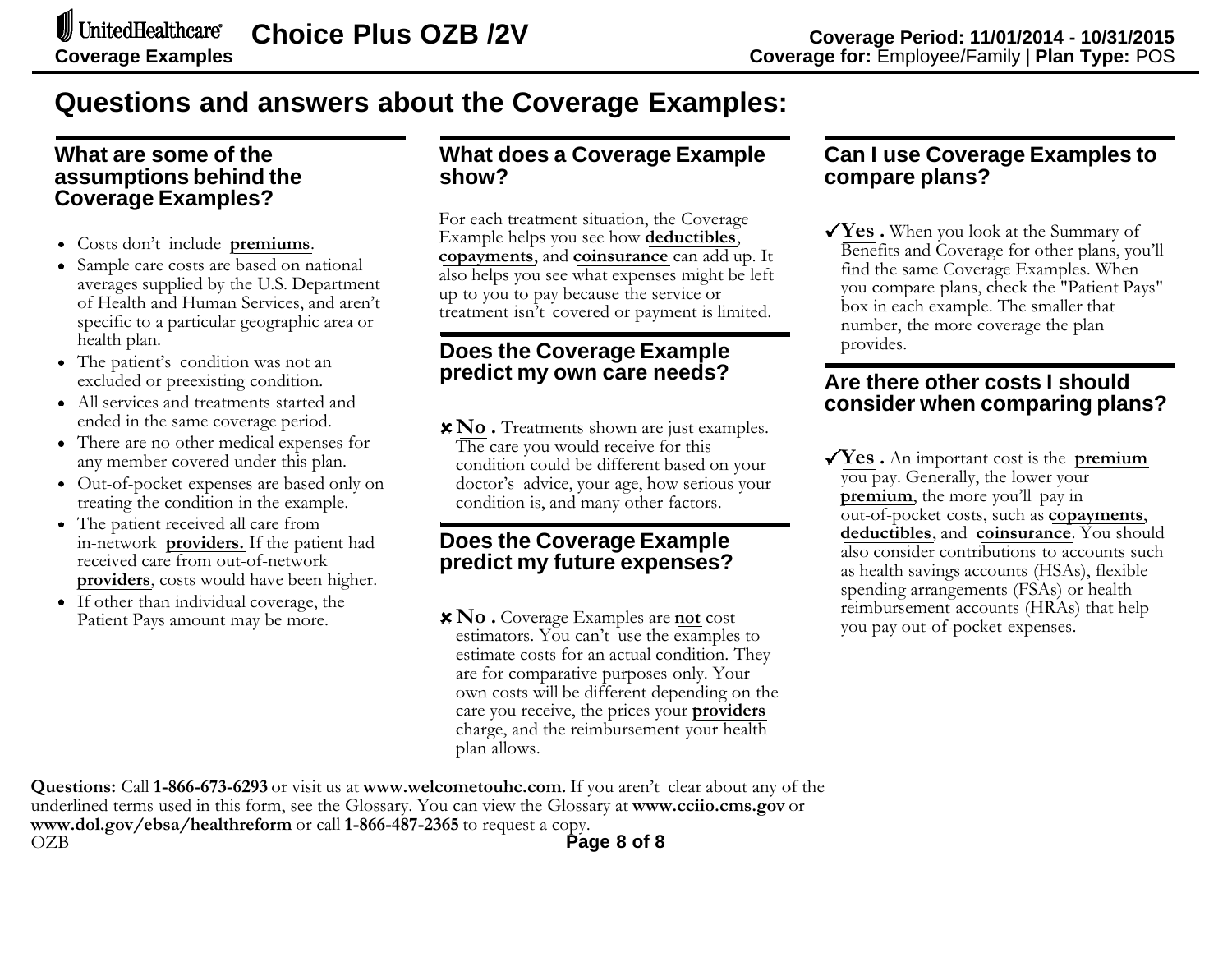# Questions and answers about the Coverage Examples:

## What are some of the assumptions behind the Coverage Examples?

- Costs don't include **premiums**.
- Sample care costs are based on national averages supplied by the U.S. Department of Health and Human Services, and aren't specific to a particular geographic area or health plan.
- The patient's condition was not an excluded or preexisting condition.
- All services and treatments started and ended in the same coverage period.
- There are no other medical expenses for any member covered under this plan.
- Out-of-pocket expenses are based only on treating the condition in the example.
- The patient received all care from in-network **providers.** If the patient had received care from out-of-network **providers**, costs would have been higher.
- If other than individual coverage, the Patient Pays amount may be more.

## What does a Coverage Example show?

For each treatment situation, the Coverage Example helps you see how **deductibles**, **copayments**, and **coinsurance** can add up. It also helps you see what expenses might be left up to you to pay because the service or treatment isn't covered or payment is limited.

## Does the Coverage Example predict my own care needs?

✘ **No .** Treatments shown are just examples. The care you would receive for this condition could be different based on your doctor's advice, your age, how serious your condition is, and many other factors.

## Does the Coverage Example predict my future expenses?

✘ **No .** Coverage Examples are **not** cost estimators. You can't use the examples to estimate costs for an actual condition. They are for comparative purposes only. Your own costs will be different depending on the care you receive, the prices your **providers** charge, and the reimbursement your health plan allows.

## Can I use Coverage Examples to compare plans?

✓ **Yes .** When you look at the Summary of Benefits and Coverage for other plans, you'll find the same Coverage Examples. When you compare plans, check the "Patient Pays" box in each example. The smaller that number, the more coverage the plan provides.

## Are there other costs I should consider when comparing plans?

✓ **Yes .** An important cost is the **premium** you pay. Generally, the lower your **premium**, the more you'll pay in out-of-pocket costs, such as **copayments**, **deductibles**, and **coinsurance**. You should also consider contributions to accounts such as health savings accounts (HSAs), flexible spending arrangements (FSAs) or health reimbursement accounts (HRAs) that help you pay out-of-pocket expenses.

**Questions:** Call **1-866-673-6293** or visit us at **www.welcometouhc.com.** If you aren't clear about any of the underlined terms used in this form, see the Glossary. You can view the Glossary at **www.cciio.cms.gov** or **www.dol.gov/ebsa/healthreform** or call **1-866-487-2365** to request a copy.